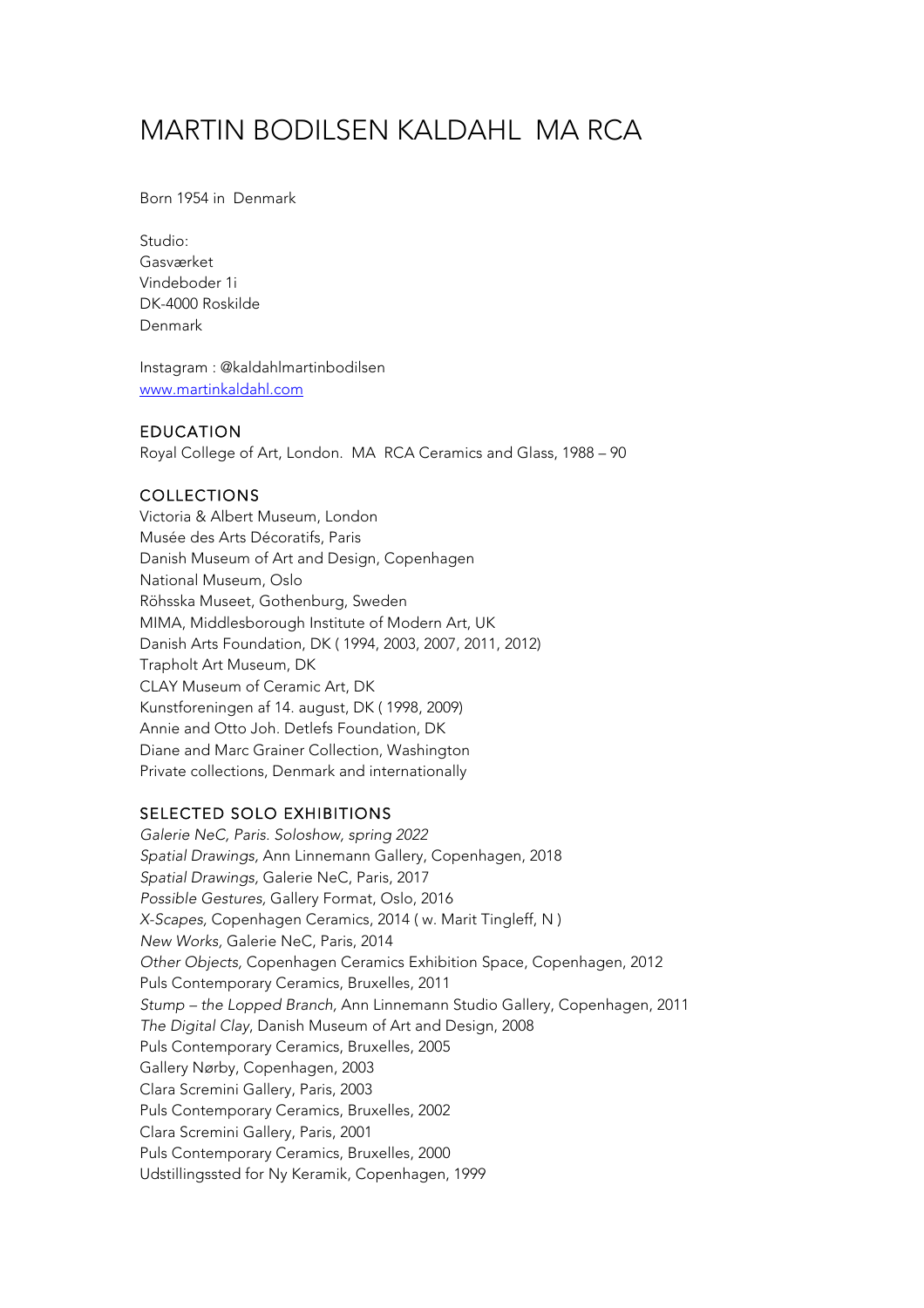# MARTIN BODILSEN KALDAHL MA RCA

Born 1954 in Denmark

Studio:
Gasværket
Vindeboder 1i
DK-4000 Roskilde
Denmark

Instagram : @kaldahlmartinbodilsen
[www.martinkaldahl.com](http://www.martinkaldahl.com)

## EDUCATION

Royal College of Art, London. MA RCA Ceramics and Glass, 1988 – 90

## COLLECTIONS

Victoria & Albert Museum, London
Musée des Arts Décoratifs, Paris
Danish Museum of Art and Design, Copenhagen
National Museum, Oslo
Röhsska Museet, Gothenburg, Sweden
MIMA, Middlesborough Institute of Modern Art, UK
Danish Arts Foundation, DK ( 1994, 2003, 2007, 2011, 2012)
Trapholt Art Museum, DK
CLAY Museum of Ceramic Art, DK
Kunstforeningen af 14. august, DK ( 1998, 2009)
Annie and Otto Joh. Detlefs Foundation, DK
Diane and Marc Grainer Collection, Washington
Private collections, Denmark and internationally

## SELECTED SOLO EXHIBITIONS

*Galerie NeC, Paris. Soloshow, spring 2022*
*Spatial Drawings,* Ann Linnemann Gallery, Copenhagen, 2018
*Spatial Drawings,* Galerie NeC, Paris, 2017
*Possible Gestures,* Gallery Format, Oslo, 2016
*X-Scapes,* Copenhagen Ceramics, 2014 ( w. Marit Tingleff, N )
*New Works,* Galerie NeC, Paris, 2014
*Other Objects,* Copenhagen Ceramics Exhibition Space, Copenhagen, 2012
Puls Contemporary Ceramics, Bruxelles, 2011
*Stump – the Lopped Branch,* Ann Linnemann Studio Gallery, Copenhagen, 2011
*The Digital Clay*, Danish Museum of Art and Design, 2008
Puls Contemporary Ceramics, Bruxelles, 2005
Gallery Nørby, Copenhagen, 2003
Clara Scremini Gallery, Paris, 2003
Puls Contemporary Ceramics, Bruxelles, 2002
Clara Scremini Gallery, Paris, 2001
Puls Contemporary Ceramics, Bruxelles, 2000
Udstillingssted for Ny Keramik, Copenhagen, 1999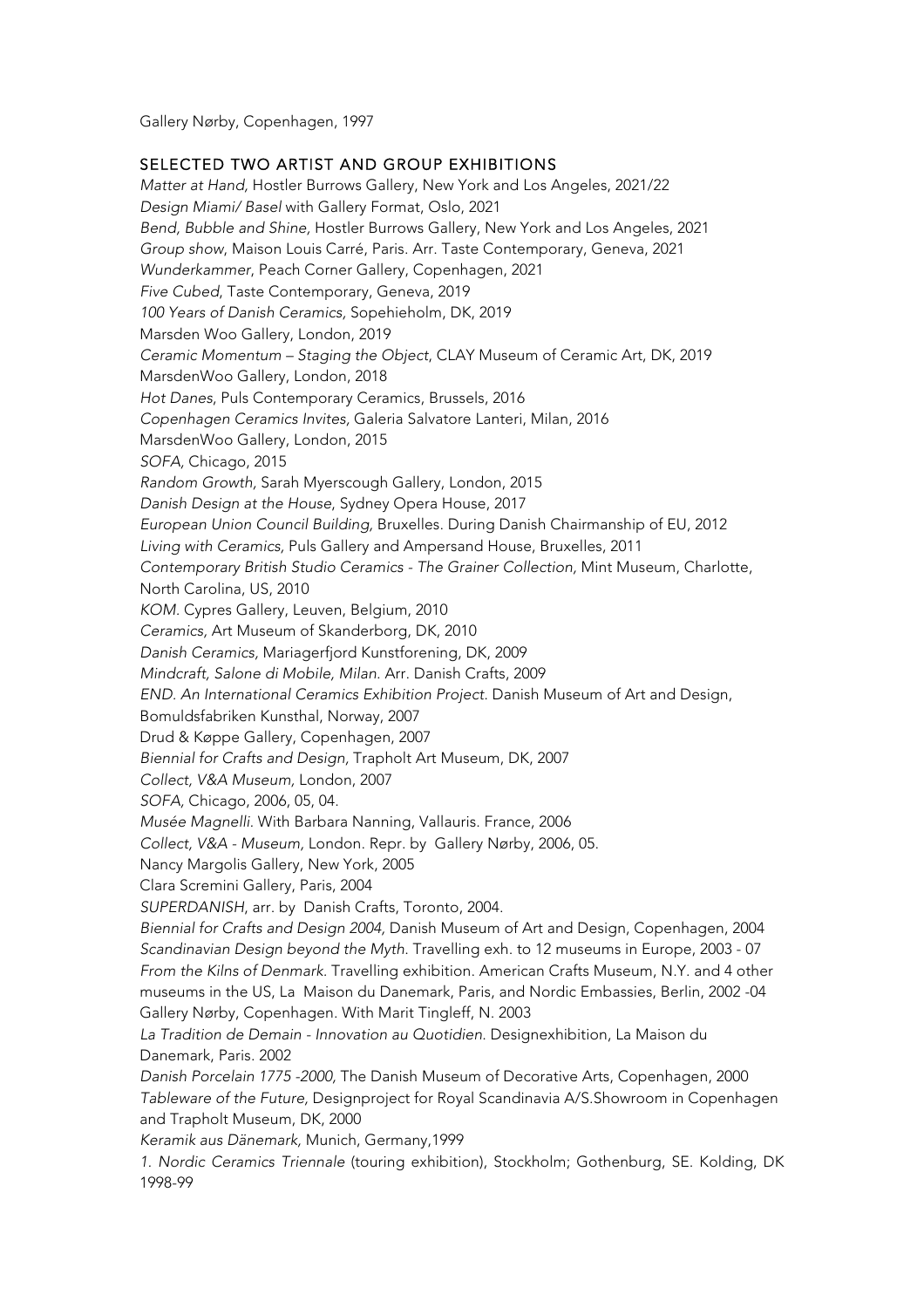Gallery Nørby, Copenhagen, 1997

## SELECTED TWO ARTIST AND GROUP EXHIBITIONS

*Matter at Hand,* Hostler Burrows Gallery, New York and Los Angeles, 2021/22
*Design Miami/ Basel* with Gallery Format, Oslo, 2021
*Bend, Bubble and Shine,* Hostler Burrows Gallery, New York and Los Angeles, 2021
*Group show*, Maison Louis Carré, Paris. Arr. Taste Contemporary, Geneva, 2021
*Wunderkammer*, Peach Corner Gallery, Copenhagen, 2021
*Five Cubed*, Taste Contemporary, Geneva, 2019
*100 Years of Danish Ceramics,* Sopehieholm, DK, 2019
Marsden Woo Gallery, London, 2019
*Ceramic Momentum – Staging the Object*, CLAY Museum of Ceramic Art, DK, 2019
MarsdenWoo Gallery, London, 2018
*Hot Danes*, Puls Contemporary Ceramics, Brussels, 2016
*Copenhagen Ceramics Invites,* Galeria Salvatore Lanteri, Milan, 2016
MarsdenWoo Gallery, London, 2015
*SOFA,* Chicago, 2015
*Random Growth,* Sarah Myerscough Gallery, London, 2015
*Danish Design at the House*, Sydney Opera House, 2017
*European Union Council Building,* Bruxelles. During Danish Chairmanship of EU, 2012
*Living with Ceramics,* Puls Gallery and Ampersand House, Bruxelles, 2011
*Contemporary British Studio Ceramics - The Grainer Collection,* Mint Museum, Charlotte, North Carolina, US, 2010
*KOM.* Cypres Gallery, Leuven, Belgium, 2010
*Ceramics,* Art Museum of Skanderborg, DK, 2010
*Danish Ceramics,* Mariagerfjord Kunstforening, DK, 2009
*Mindcraft, Salone di Mobile, Milan.* Arr. Danish Crafts, 2009
*END. An International Ceramics Exhibition Project.* Danish Museum of Art and Design, Bomuldsfabriken Kunsthal, Norway, 2007
Drud & Køppe Gallery, Copenhagen, 2007
*Biennial for Crafts and Design,* Trapholt Art Museum, DK, 2007
*Collect, V&A Museum,* London, 2007
*SOFA,* Chicago, 2006, 05, 04.
*Musée Magnelli.* With Barbara Nanning, Vallauris. France, 2006
*Collect, V&A - Museum,* London. Repr. by Gallery Nørby, 2006, 05.
Nancy Margolis Gallery, New York, 2005
Clara Scremini Gallery, Paris, 2004
*SUPERDANISH*, arr. by Danish Crafts, Toronto, 2004.
*Biennial for Crafts and Design 2004,* Danish Museum of Art and Design, Copenhagen, 2004
*Scandinavian Design beyond the Myth.* Travelling exh. to 12 museums in Europe, 2003 - 07
*From the Kilns of Denmark.* Travelling exhibition. American Crafts Museum, N.Y. and 4 other museums in the US, La Maison du Danemark, Paris, and Nordic Embassies, Berlin, 2002 -04
Gallery Nørby, Copenhagen. With Marit Tingleff, N. 2003
*La Tradition de Demain - Innovation au Quotidien.* Designexhibition, La Maison du Danemark, Paris. 2002
*Danish Porcelain 1775 -2000,* The Danish Museum of Decorative Arts, Copenhagen, 2000
*Tableware of the Future,* Designproject for Royal Scandinavia A/S.Showroom in Copenhagen and Trapholt Museum, DK, 2000
*Keramik aus Dänemark,* Munich, Germany,1999
*1. Nordic Ceramics Triennale* (touring exhibition), Stockholm; Gothenburg, SE. Kolding, DK 1998-99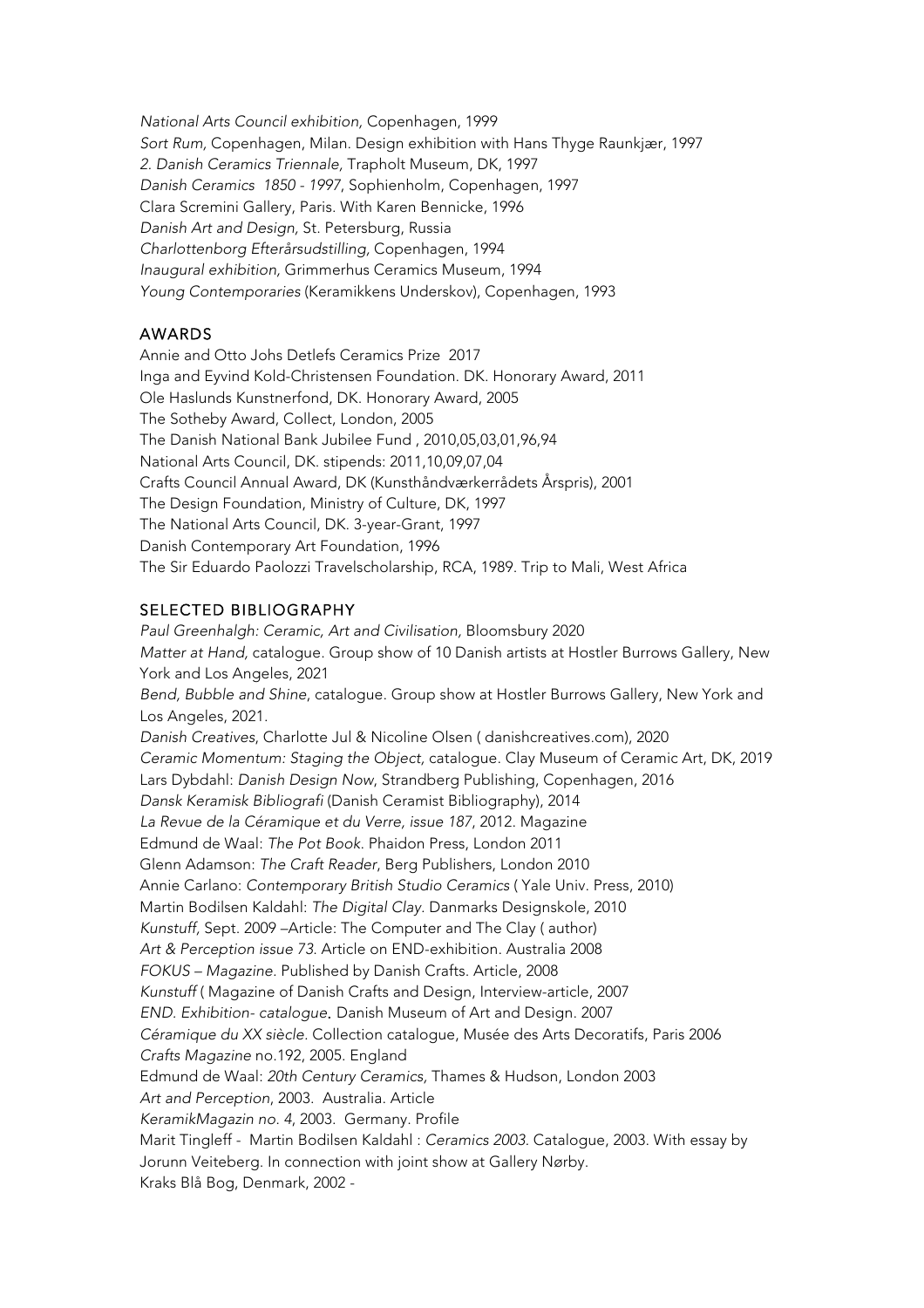*National Arts Council exhibition,* Copenhagen, 1999
*Sort Rum,* Copenhagen, Milan. Design exhibition with Hans Thyge Raunkjær, 1997
*2. Danish Ceramics Triennale,* Trapholt Museum, DK, 1997
*Danish Ceramics 1850 - 1997*, Sophienholm, Copenhagen, 1997
Clara Scremini Gallery, Paris. With Karen Bennicke, 1996
*Danish Art and Design,* St. Petersburg, Russia
*Charlottenborg Efterårsudstilling,* Copenhagen, 1994
*Inaugural exhibition,* Grimmerhus Ceramics Museum, 1994
*Young Contemporaries* (Keramikkens Underskov), Copenhagen, 1993

## AWARDS

Annie and Otto Johs Detlefs Ceramics Prize 2017
Inga and Eyvind Kold-Christensen Foundation. DK. Honorary Award, 2011
Ole Haslunds Kunstnerfond, DK. Honorary Award, 2005
The Sotheby Award, Collect, London, 2005
The Danish National Bank Jubilee Fund , 2010,05,03,01,96,94
National Arts Council, DK. stipends: 2011,10,09,07,04
Crafts Council Annual Award, DK (Kunsthåndværkerrådets Årspris), 2001
The Design Foundation, Ministry of Culture, DK, 1997
The National Arts Council, DK. 3-year-Grant, 1997
Danish Contemporary Art Foundation, 1996
The Sir Eduardo Paolozzi Travelscholarship, RCA, 1989. Trip to Mali, West Africa

## SELECTED BIBLIOGRAPHY

*Paul Greenhalgh: Ceramic, Art and Civilisation,* Bloomsbury 2020
*Matter at Hand,* catalogue. Group show of 10 Danish artists at Hostler Burrows Gallery, New York and Los Angeles, 2021
*Bend, Bubble and Shine*, catalogue. Group show at Hostler Burrows Gallery, New York and Los Angeles, 2021.
*Danish Creatives*, Charlotte Jul & Nicoline Olsen ( danishcreatives.com), 2020
*Ceramic Momentum: Staging the Object,* catalogue. Clay Museum of Ceramic Art, DK, 2019
Lars Dybdahl: *Danish Design Now*, Strandberg Publishing, Copenhagen, 2016
*Dansk Keramisk Bibliografi* (Danish Ceramist Bibliography), 2014
*La Revue de la Céramique et du Verre, issue 187*, 2012. Magazine
Edmund de Waal: *The Pot Book.* Phaidon Press, London 2011
Glenn Adamson: *The Craft Reader*, Berg Publishers, London 2010
Annie Carlano: *Contemporary British Studio Ceramics* ( Yale Univ. Press, 2010)
Martin Bodilsen Kaldahl: *The Digital Clay.* Danmarks Designskole, 2010
*Kunstuff,* Sept. 2009 –Article: The Computer and The Clay ( author)
*Art & Perception issue 73.* Article on END-exhibition. Australia 2008
*FOKUS – Magazine.* Published by Danish Crafts. Article, 2008
*Kunstuff* ( Magazine of Danish Crafts and Design, Interview-article, 2007
*END. Exhibition- catalogue*. Danish Museum of Art and Design. 2007
*Céramique du XX siècle.* Collection catalogue, Musée des Arts Decoratifs, Paris 2006
*Crafts Magazine* no.192, 2005. England
Edmund de Waal: *20th Century Ceramics,* Thames & Hudson, London 2003
*Art and Perception*, 2003. Australia. Article
*KeramikMagazin no. 4*, 2003. Germany. Profile
Marit Tingleff - Martin Bodilsen Kaldahl : *Ceramics 2003.* Catalogue, 2003. With essay by Jorunn Veiteberg. In connection with joint show at Gallery Nørby.
Kraks Blå Bog, Denmark, 2002 -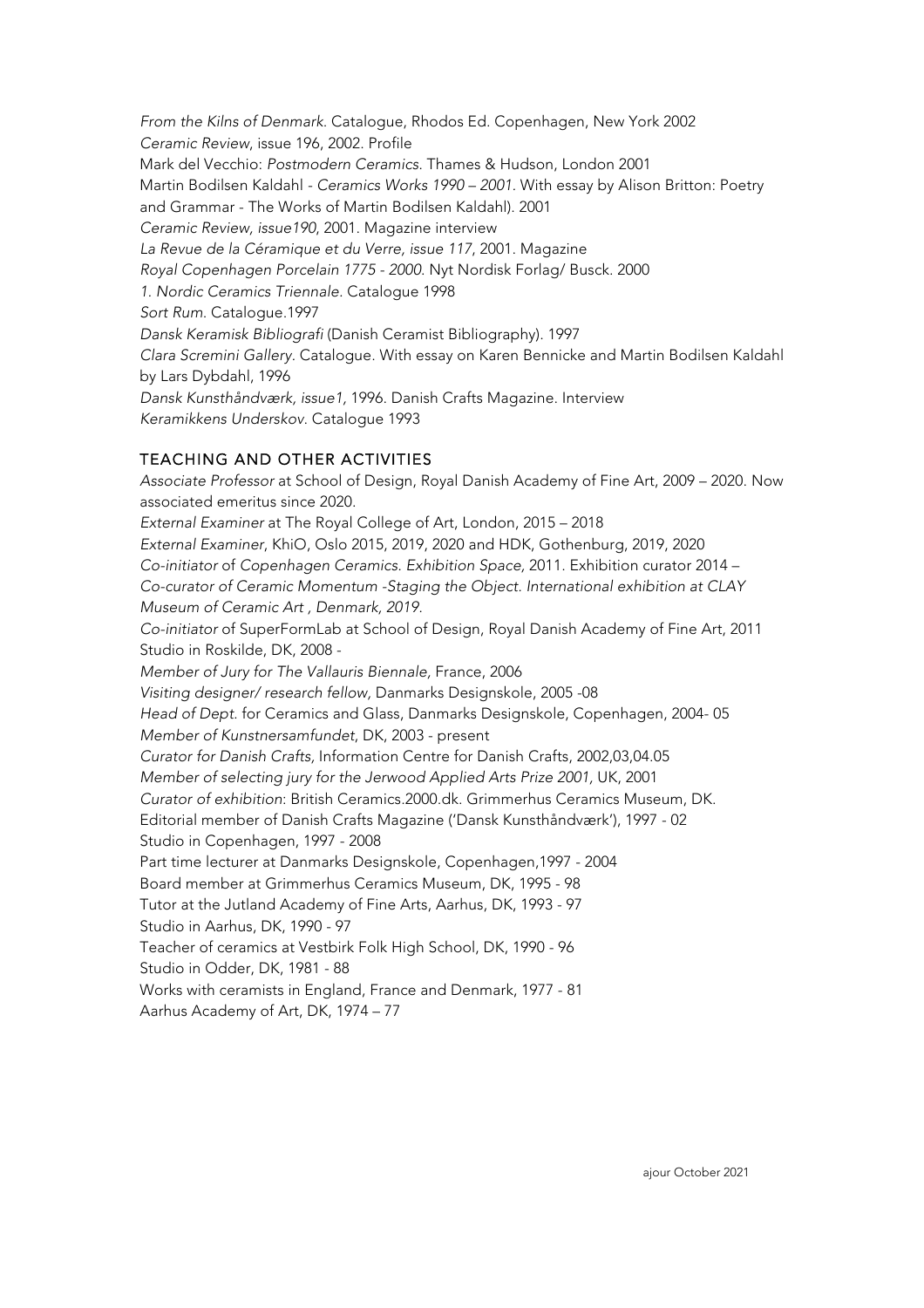*From the Kilns of Denmark*. Catalogue, Rhodos Ed. Copenhagen, New York 2002
*Ceramic Review*, issue 196, 2002. Profile
Mark del Vecchio: *Postmodern Ceramics*. Thames & Hudson, London 2001
Martin Bodilsen Kaldahl - *Ceramics Works 1990 – 2001*. With essay by Alison Britton: Poetry and Grammar - The Works of Martin Bodilsen Kaldahl). 2001
*Ceramic Review, issue190*, 2001. Magazine interview
*La Revue de la Céramique et du Verre, issue 117*, 2001. Magazine
*Royal Copenhagen Porcelain 1775 - 2000*. Nyt Nordisk Forlag/ Busck. 2000
*1. Nordic Ceramics Triennale*. Catalogue 1998
*Sort Rum*. Catalogue.1997
*Dansk Keramisk Bibliografi* (Danish Ceramist Bibliography). 1997
*Clara Scremini Gallery*. Catalogue. With essay on Karen Bennicke and Martin Bodilsen Kaldahl by Lars Dybdahl, 1996
*Dansk Kunsthåndværk, issue1*, 1996. Danish Crafts Magazine. Interview
*Keramikkens Underskov*. Catalogue 1993

## TEACHING AND OTHER ACTIVITIES

*Associate Professor* at School of Design, Royal Danish Academy of Fine Art, 2009 – 2020. Now associated emeritus since 2020.
*External Examiner* at The Royal College of Art, London, 2015 – 2018
*External Examiner*, KhiO, Oslo 2015, 2019, 2020 and HDK, Gothenburg, 2019, 2020
*Co-initiator* of *Copenhagen Ceramics. Exhibition Space*, 2011. Exhibition curator 2014 –
*Co-curator of Ceramic Momentum -Staging the Object. International exhibition at CLAY Museum of Ceramic Art , Denmark, 2019.*
*Co-initiator* of SuperFormLab at School of Design, Royal Danish Academy of Fine Art, 2011
Studio in Roskilde, DK, 2008 -
*Member of Jury for The Vallauris Biennale*, France, 2006
*Visiting designer/ research fellow*, Danmarks Designskole, 2005 -08
*Head of Dept.* for Ceramics and Glass, Danmarks Designskole, Copenhagen, 2004- 05
*Member of Kunstnersamfundet*, DK, 2003 - present
*Curator for Danish Crafts,* Information Centre for Danish Crafts, 2002,03,04.05
*Member of selecting jury for the Jerwood Applied Arts Prize 2001,* UK, 2001
*Curator of exhibition*: British Ceramics.2000.dk. Grimmerhus Ceramics Museum, DK.
Editorial member of Danish Crafts Magazine ('Dansk Kunsthåndværk'), 1997 - 02
Studio in Copenhagen, 1997 - 2008
Part time lecturer at Danmarks Designskole, Copenhagen,1997 - 2004
Board member at Grimmerhus Ceramics Museum, DK, 1995 - 98
Tutor at the Jutland Academy of Fine Arts, Aarhus, DK, 1993 - 97
Studio in Aarhus, DK, 1990 - 97
Teacher of ceramics at Vestbirk Folk High School, DK, 1990 - 96
Studio in Odder, DK, 1981 - 88
Works with ceramists in England, France and Denmark, 1977 - 81
Aarhus Academy of Art, DK, 1974 – 77

ajour October 2021